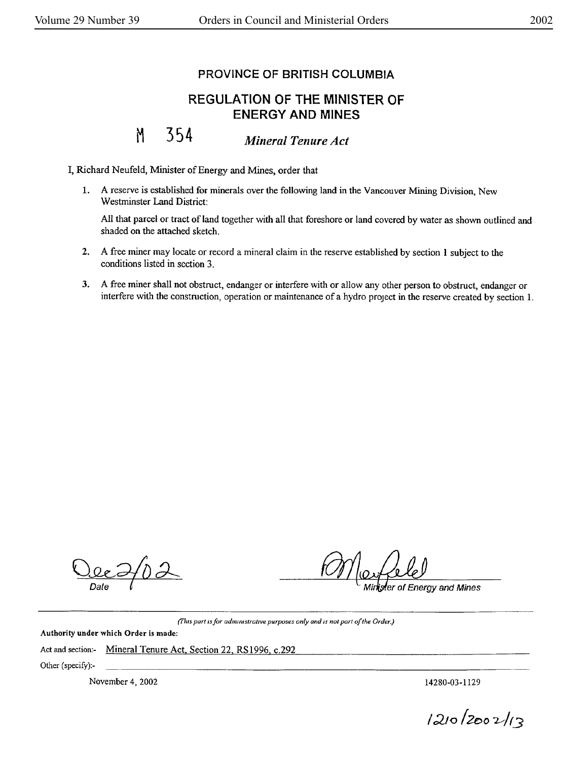# PROVINCE OF BRITISH COLUMBIA

## REGULATION OF THE MINISTER OF ENERGY AND MINES

**M 354** *Mineral Tenure Act*

I, Richard Neufeld, Minister of Energy and Mines, order that

1. A reserve is established for minerals over the following land in the Vancouver Mining Division, New Westminster Land District:

   All that parcel or tract of land together with all that foreshore or land covered by water as shown outlined and shaded on the attached sketch.

2. A free miner may locate or record a mineral claim in the reserve established by section 1 subject to the conditions listed in section 3.

3. A free miner shall not obstruct, endanger or interfere with or allow any other person to obstruct, endanger or interfere with the construction, operation or maintenance of a hydro project in the reserve created by section 1.

Dec 2/02
Date

R Neufeld
Minister of Energy and Mines

*(This part is for administrative purposes only and is not part of the Order.)*

**Authority under which Order is made:**

Act and section:- Mineral Tenure Act, Section 22, RS1996, c.292

Other (specify):-

November 4, 2002

14280-03-1129

1210/2002/13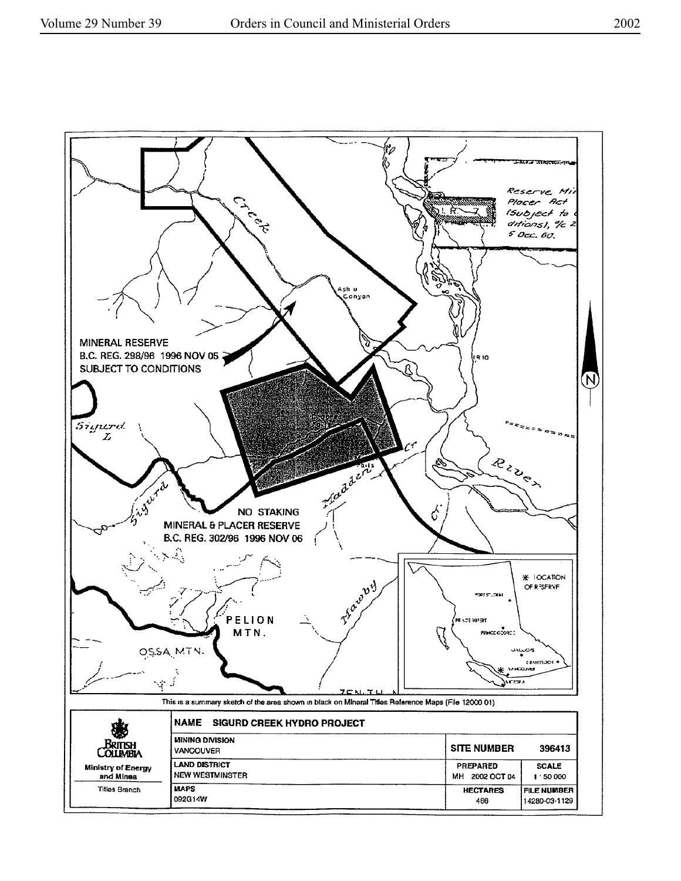MINERAL RESERVE
B.C. REG. 298/96 1996 NOV 05
SUBJECT TO CONDITIONS

NO STAKING
MINERAL & PLACER RESERVE
B.C. REG. 302/96 1996 NOV 06

Reserve Mi
Placer Act
(Subject to c
ditions), o/c 2
5 Dec. 60.

I.R. 7

IR 10

Creek

Ash u Canyon

Sigurd L

Sigurd

Madden Cr

Falls

River

Cr.

Mawby

PELION MTN.

OSSA MTN.

ZENITH

LOCATION OF RESERVE

FORT ST. JOHN

PRINCE RUPERT

PRINCE GEORGE

KAMLOOPS

CRANBROOK

VANCOUVER

VICTORIA

N

This is a summary sketch of the area shown in black on Mineral Titles Reference Maps (File 12000 01)

| | | | |
|---|---|---|---|
| British Columbia<br>Ministry of Energy and Mines<br>Titles Branch | **NAME SIGURD CREEK HYDRO PROJECT** | | |
| | **MINING DIVISION**<br>VANCOUVER | **SITE NUMBER** | **396413** |
| | **LAND DISTRICT**<br>NEW WESTMINSTER | **PREPARED**<br>MH 2002 OCT 04 | **SCALE**<br>1 : 50 000 |
| | **MAPS**<br>092G14W | **HECTARES**<br>466 | **FILE NUMBER**<br>14280-03-1129 |